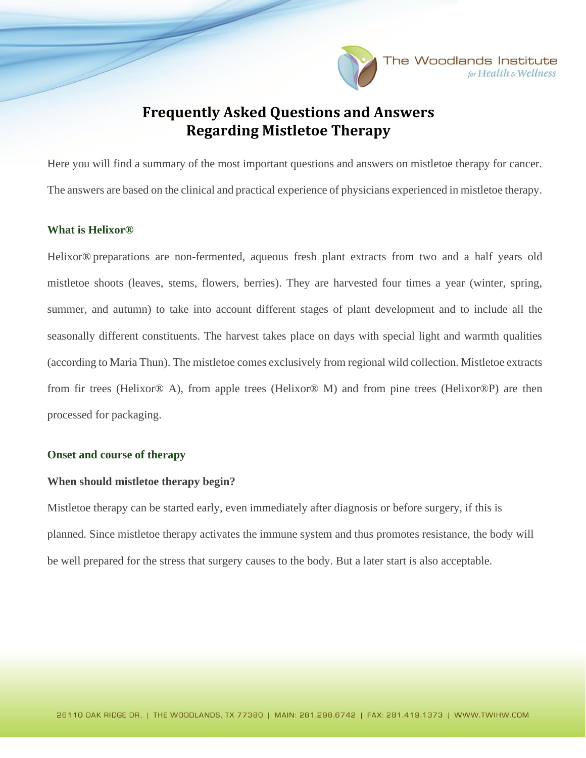# Frequently Asked Questions and Answers Regarding Mistletoe Therapy

Here you will find a summary of the most important questions and answers on mistletoe therapy for cancer. The answers are based on the clinical and practical experience of physicians experienced in mistletoe therapy.

## What is Helixor®

Helixor® preparations are non-fermented, aqueous fresh plant extracts from two and a half years old mistletoe shoots (leaves, stems, flowers, berries). They are harvested four times a year (winter, spring, summer, and autumn) to take into account different stages of plant development and to include all the seasonally different constituents. The harvest takes place on days with special light and warmth qualities (according to Maria Thun). The mistletoe comes exclusively from regional wild collection. Mistletoe extracts from fir trees (Helixor® A), from apple trees (Helixor® M) and from pine trees (Helixor®P) are then processed for packaging.

## Onset and course of therapy

### When should mistletoe therapy begin?

Mistletoe therapy can be started early, even immediately after diagnosis or before surgery, if this is planned. Since mistletoe therapy activates the immune system and thus promotes resistance, the body will be well prepared for the stress that surgery causes to the body. But a later start is also acceptable.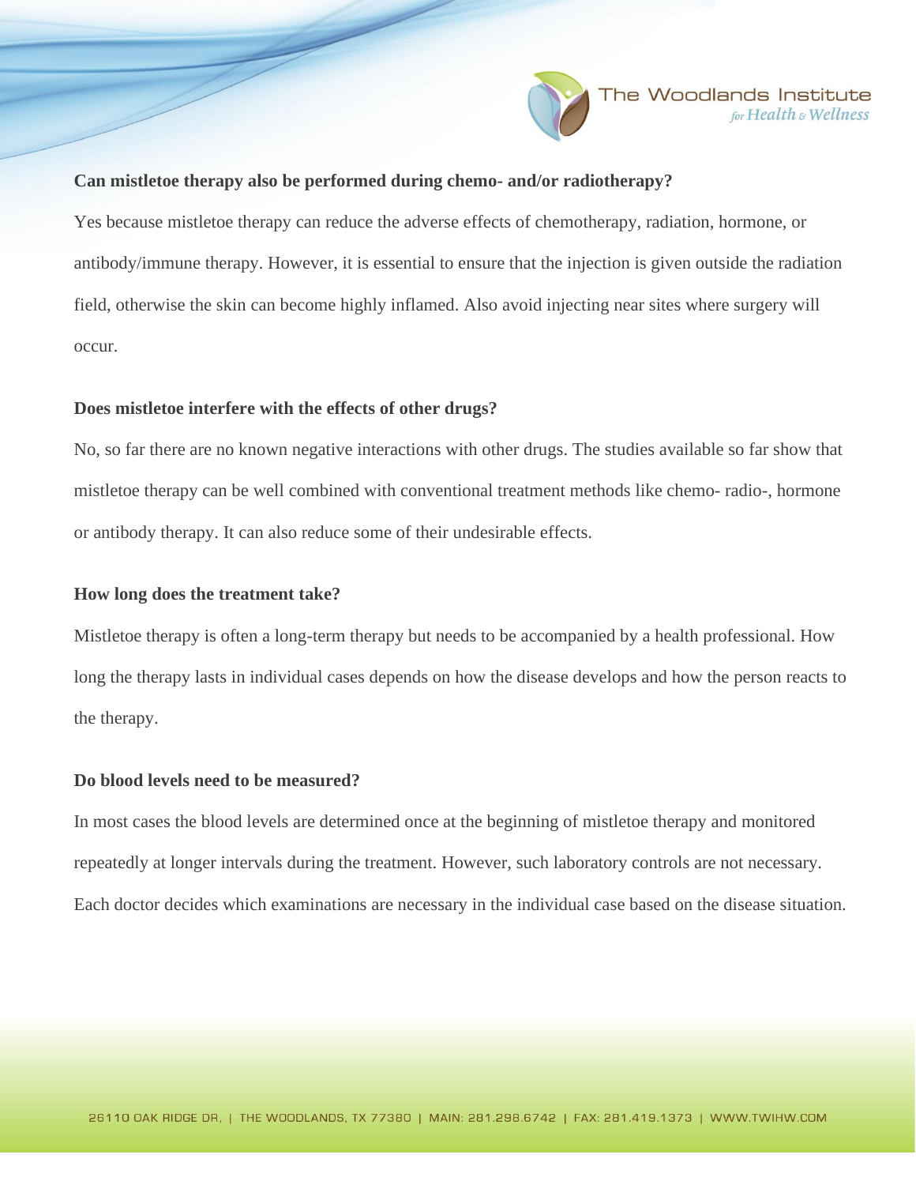**Can mistletoe therapy also be performed during chemo- and/or radiotherapy?**

Yes because mistletoe therapy can reduce the adverse effects of chemotherapy, radiation, hormone, or antibody/immune therapy. However, it is essential to ensure that the injection is given outside the radiation field, otherwise the skin can become highly inflamed. Also avoid injecting near sites where surgery will occur.

**Does mistletoe interfere with the effects of other drugs?**

No, so far there are no known negative interactions with other drugs. The studies available so far show that mistletoe therapy can be well combined with conventional treatment methods like chemo- radio-, hormone or antibody therapy. It can also reduce some of their undesirable effects.

**How long does the treatment take?**

Mistletoe therapy is often a long-term therapy but needs to be accompanied by a health professional. How long the therapy lasts in individual cases depends on how the disease develops and how the person reacts to the therapy.

**Do blood levels need to be measured?**

In most cases the blood levels are determined once at the beginning of mistletoe therapy and monitored repeatedly at longer intervals during the treatment. However, such laboratory controls are not necessary. Each doctor decides which examinations are necessary in the individual case based on the disease situation.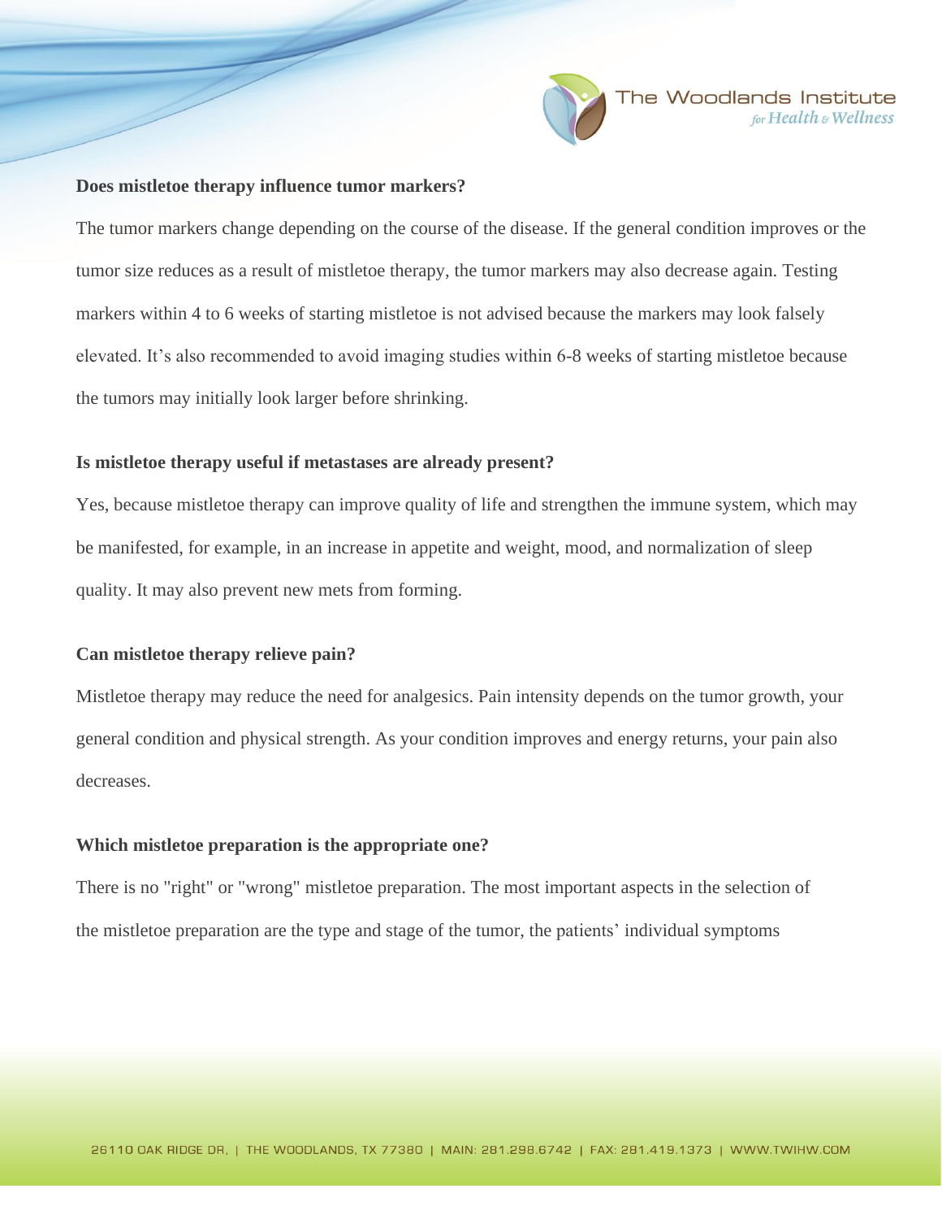**Does mistletoe therapy influence tumor markers?**

The tumor markers change depending on the course of the disease. If the general condition improves or the tumor size reduces as a result of mistletoe therapy, the tumor markers may also decrease again. Testing markers within 4 to 6 weeks of starting mistletoe is not advised because the markers may look falsely elevated. It's also recommended to avoid imaging studies within 6-8 weeks of starting mistletoe because the tumors may initially look larger before shrinking.

**Is mistletoe therapy useful if metastases are already present?**

Yes, because mistletoe therapy can improve quality of life and strengthen the immune system, which may be manifested, for example, in an increase in appetite and weight, mood, and normalization of sleep quality. It may also prevent new mets from forming.

**Can mistletoe therapy relieve pain?**

Mistletoe therapy may reduce the need for analgesics. Pain intensity depends on the tumor growth, your general condition and physical strength. As your condition improves and energy returns, your pain also decreases.

**Which mistletoe preparation is the appropriate one?**

There is no "right" or "wrong" mistletoe preparation. The most important aspects in the selection of the mistletoe preparation are the type and stage of the tumor, the patients' individual symptoms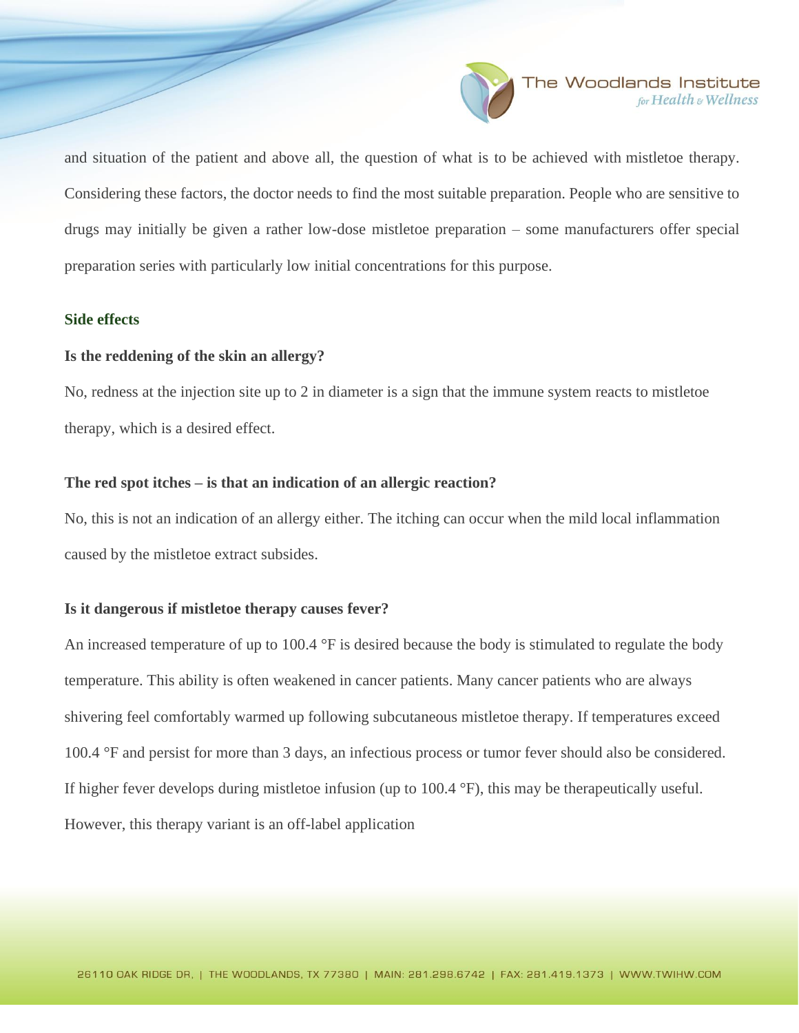and situation of the patient and above all, the question of what is to be achieved with mistletoe therapy. Considering these factors, the doctor needs to find the most suitable preparation. People who are sensitive to drugs may initially be given a rather low-dose mistletoe preparation – some manufacturers offer special preparation series with particularly low initial concentrations for this purpose.

## Side effects

### Is the reddening of the skin an allergy?

No, redness at the injection site up to 2 in diameter is a sign that the immune system reacts to mistletoe therapy, which is a desired effect.

### The red spot itches – is that an indication of an allergic reaction?

No, this is not an indication of an allergy either. The itching can occur when the mild local inflammation caused by the mistletoe extract subsides.

### Is it dangerous if mistletoe therapy causes fever?

An increased temperature of up to 100.4 °F is desired because the body is stimulated to regulate the body temperature. This ability is often weakened in cancer patients. Many cancer patients who are always shivering feel comfortably warmed up following subcutaneous mistletoe therapy. If temperatures exceed 100.4 °F and persist for more than 3 days, an infectious process or tumor fever should also be considered. If higher fever develops during mistletoe infusion (up to 100.4 °F), this may be therapeutically useful. However, this therapy variant is an off-label application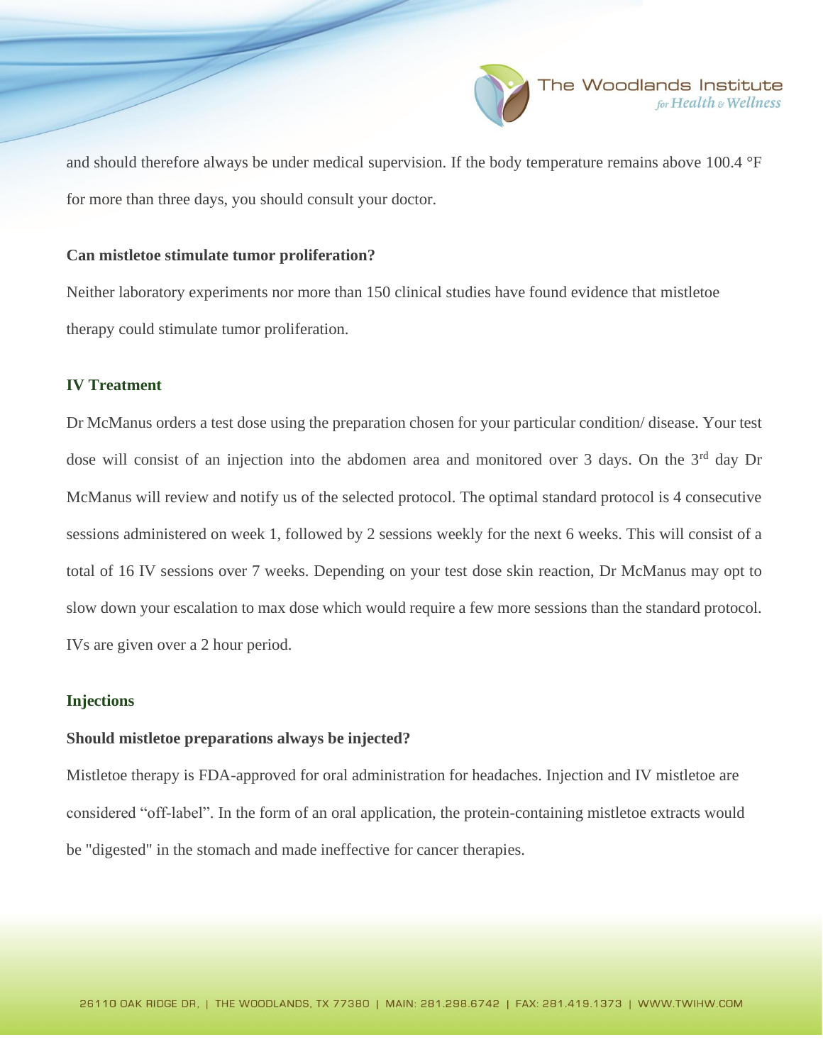and should therefore always be under medical supervision. If the body temperature remains above 100.4 °F for more than three days, you should consult your doctor.

**Can mistletoe stimulate tumor proliferation?**

Neither laboratory experiments nor more than 150 clinical studies have found evidence that mistletoe therapy could stimulate tumor proliferation.

## IV Treatment

Dr McManus orders a test dose using the preparation chosen for your particular condition/ disease. Your test dose will consist of an injection into the abdomen area and monitored over 3 days. On the 3rd day Dr McManus will review and notify us of the selected protocol. The optimal standard protocol is 4 consecutive sessions administered on week 1, followed by 2 sessions weekly for the next 6 weeks. This will consist of a total of 16 IV sessions over 7 weeks. Depending on your test dose skin reaction, Dr McManus may opt to slow down your escalation to max dose which would require a few more sessions than the standard protocol. IVs are given over a 2 hour period.

## Injections

**Should mistletoe preparations always be injected?**

Mistletoe therapy is FDA-approved for oral administration for headaches. Injection and IV mistletoe are considered "off-label". In the form of an oral application, the protein-containing mistletoe extracts would be "digested" in the stomach and made ineffective for cancer therapies.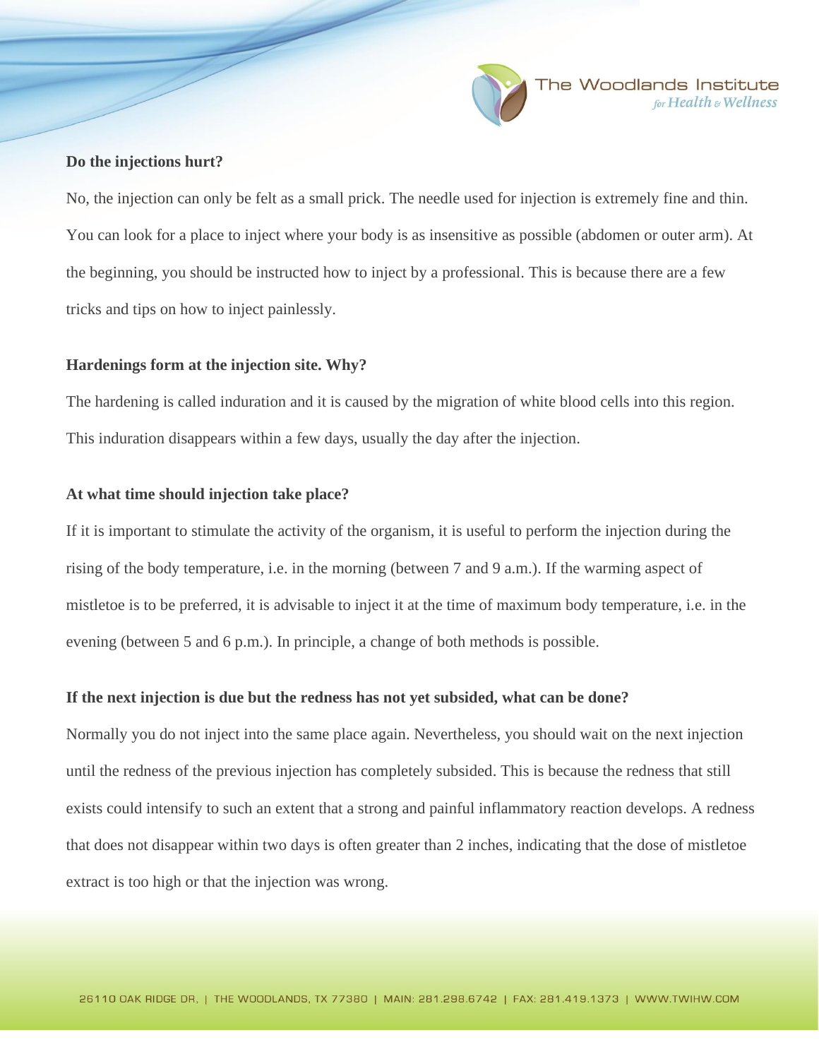**Do the injections hurt?**

No, the injection can only be felt as a small prick. The needle used for injection is extremely fine and thin. You can look for a place to inject where your body is as insensitive as possible (abdomen or outer arm). At the beginning, you should be instructed how to inject by a professional. This is because there are a few tricks and tips on how to inject painlessly.

**Hardenings form at the injection site. Why?**

The hardening is called induration and it is caused by the migration of white blood cells into this region. This induration disappears within a few days, usually the day after the injection.

**At what time should injection take place?**

If it is important to stimulate the activity of the organism, it is useful to perform the injection during the rising of the body temperature, i.e. in the morning (between 7 and 9 a.m.). If the warming aspect of mistletoe is to be preferred, it is advisable to inject it at the time of maximum body temperature, i.e. in the evening (between 5 and 6 p.m.). In principle, a change of both methods is possible.

**If the next injection is due but the redness has not yet subsided, what can be done?**

Normally you do not inject into the same place again. Nevertheless, you should wait on the next injection until the redness of the previous injection has completely subsided. This is because the redness that still exists could intensify to such an extent that a strong and painful inflammatory reaction develops. A redness that does not disappear within two days is often greater than 2 inches, indicating that the dose of mistletoe extract is too high or that the injection was wrong.